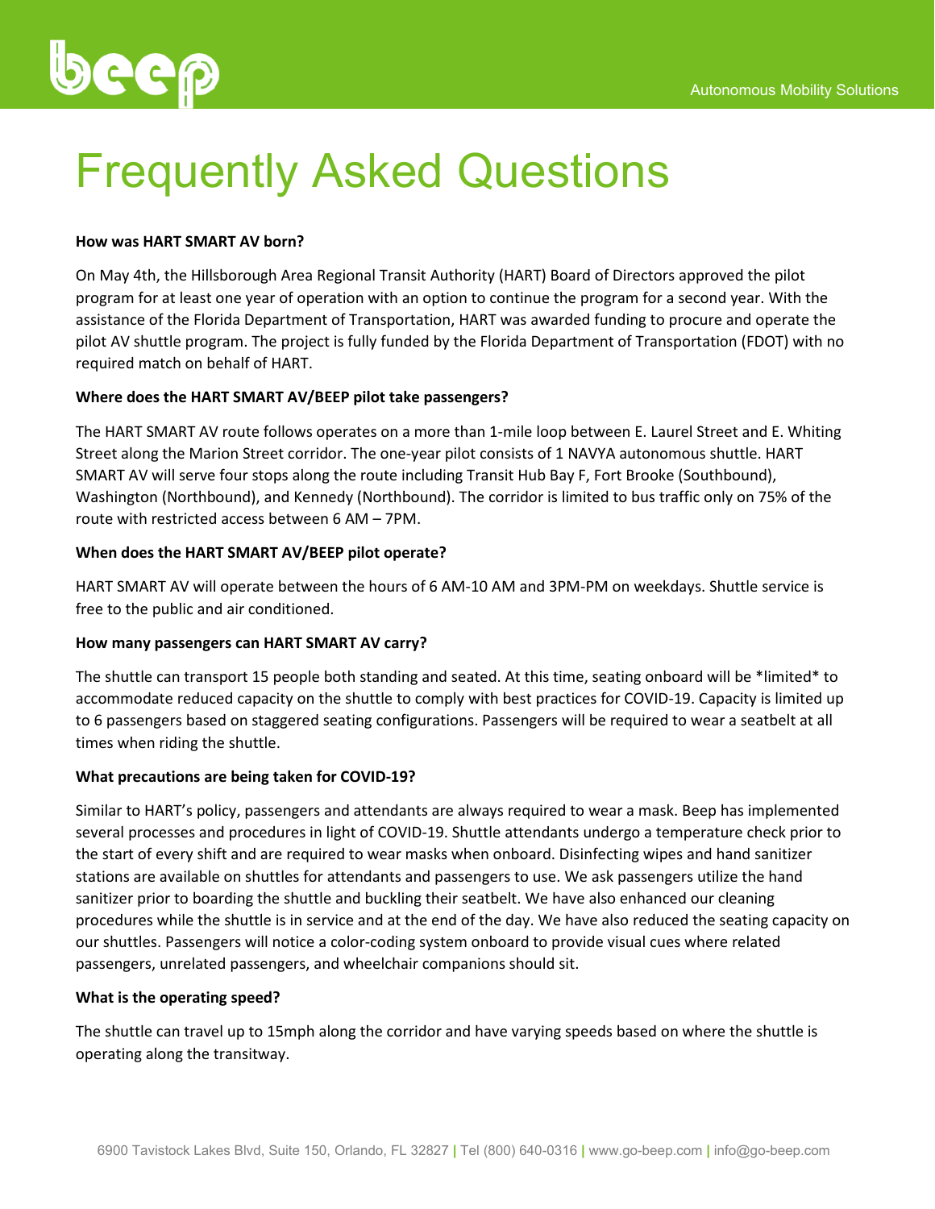# Frequently Asked Questions

**How was HART SMART AV born?**

On May 4th, the Hillsborough Area Regional Transit Authority (HART) Board of Directors approved the pilot program for at least one year of operation with an option to continue the program for a second year. With the assistance of the Florida Department of Transportation, HART was awarded funding to procure and operate the pilot AV shuttle program. The project is fully funded by the Florida Department of Transportation (FDOT) with no required match on behalf of HART.

**Where does the HART SMART AV/BEEP pilot take passengers?**

The HART SMART AV route follows operates on a more than 1-mile loop between E. Laurel Street and E. Whiting Street along the Marion Street corridor. The one-year pilot consists of 1 NAVYA autonomous shuttle. HART SMART AV will serve four stops along the route including Transit Hub Bay F, Fort Brooke (Southbound), Washington (Northbound), and Kennedy (Northbound). The corridor is limited to bus traffic only on 75% of the route with restricted access between 6 AM – 7PM.

**When does the HART SMART AV/BEEP pilot operate?**

HART SMART AV will operate between the hours of 6 AM-10 AM and 3PM-PM on weekdays. Shuttle service is free to the public and air conditioned.

**How many passengers can HART SMART AV carry?**

The shuttle can transport 15 people both standing and seated. At this time, seating onboard will be *limited* to accommodate reduced capacity on the shuttle to comply with best practices for COVID-19. Capacity is limited up to 6 passengers based on staggered seating configurations. Passengers will be required to wear a seatbelt at all times when riding the shuttle.

**What precautions are being taken for COVID-19?**

Similar to HART's policy, passengers and attendants are always required to wear a mask. Beep has implemented several processes and procedures in light of COVID-19. Shuttle attendants undergo a temperature check prior to the start of every shift and are required to wear masks when onboard. Disinfecting wipes and hand sanitizer stations are available on shuttles for attendants and passengers to use. We ask passengers utilize the hand sanitizer prior to boarding the shuttle and buckling their seatbelt. We have also enhanced our cleaning procedures while the shuttle is in service and at the end of the day. We have also reduced the seating capacity on our shuttles. Passengers will notice a color-coding system onboard to provide visual cues where related passengers, unrelated passengers, and wheelchair companions should sit.

**What is the operating speed?**

The shuttle can travel up to 15mph along the corridor and have varying speeds based on where the shuttle is operating along the transitway.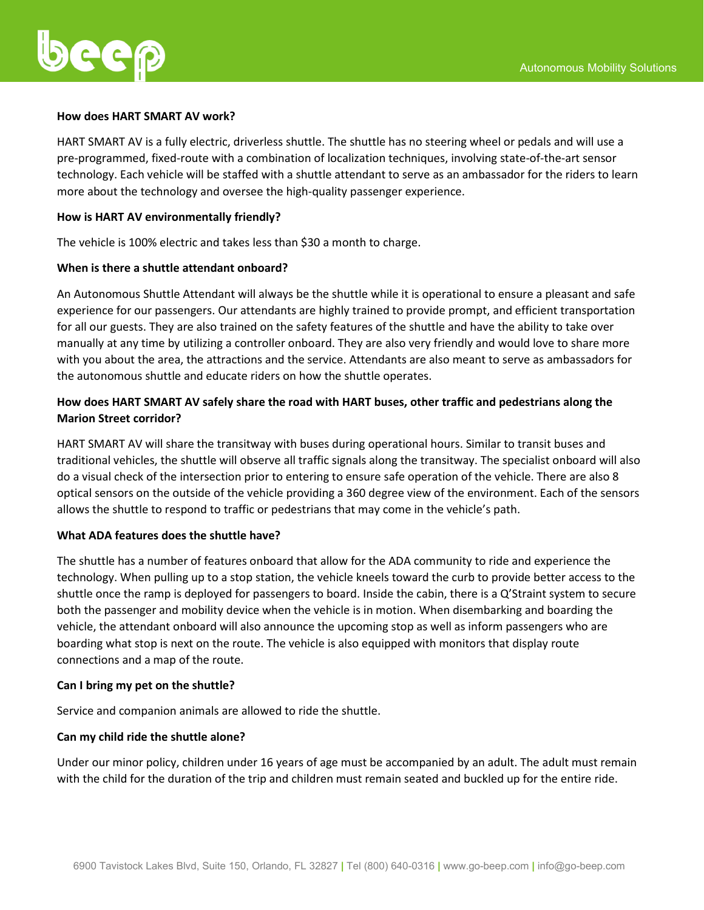**How does HART SMART AV work?**

HART SMART AV is a fully electric, driverless shuttle. The shuttle has no steering wheel or pedals and will use a pre-programmed, fixed-route with a combination of localization techniques, involving state-of-the-art sensor technology. Each vehicle will be staffed with a shuttle attendant to serve as an ambassador for the riders to learn more about the technology and oversee the high-quality passenger experience.

**How is HART AV environmentally friendly?**

The vehicle is 100% electric and takes less than $30 a month to charge.

**When is there a shuttle attendant onboard?**

An Autonomous Shuttle Attendant will always be the shuttle while it is operational to ensure a pleasant and safe experience for our passengers. Our attendants are highly trained to provide prompt, and efficient transportation for all our guests. They are also trained on the safety features of the shuttle and have the ability to take over manually at any time by utilizing a controller onboard. They are also very friendly and would love to share more with you about the area, the attractions and the service. Attendants are also meant to serve as ambassadors for the autonomous shuttle and educate riders on how the shuttle operates.

**How does HART SMART AV safely share the road with HART buses, other traffic and pedestrians along the Marion Street corridor?**

HART SMART AV will share the transitway with buses during operational hours. Similar to transit buses and traditional vehicles, the shuttle will observe all traffic signals along the transitway. The specialist onboard will also do a visual check of the intersection prior to entering to ensure safe operation of the vehicle. There are also 8 optical sensors on the outside of the vehicle providing a 360 degree view of the environment. Each of the sensors allows the shuttle to respond to traffic or pedestrians that may come in the vehicle's path.

**What ADA features does the shuttle have?**

The shuttle has a number of features onboard that allow for the ADA community to ride and experience the technology. When pulling up to a stop station, the vehicle kneels toward the curb to provide better access to the shuttle once the ramp is deployed for passengers to board. Inside the cabin, there is a Q'Straint system to secure both the passenger and mobility device when the vehicle is in motion. When disembarking and boarding the vehicle, the attendant onboard will also announce the upcoming stop as well as inform passengers who are boarding what stop is next on the route. The vehicle is also equipped with monitors that display route connections and a map of the route.

**Can I bring my pet on the shuttle?**

Service and companion animals are allowed to ride the shuttle.

**Can my child ride the shuttle alone?**

Under our minor policy, children under 16 years of age must be accompanied by an adult. The adult must remain with the child for the duration of the trip and children must remain seated and buckled up for the entire ride.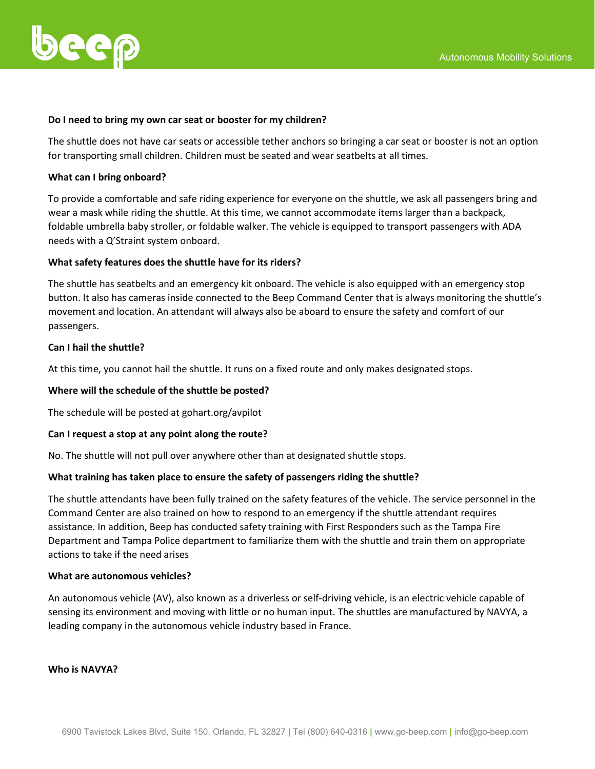**Do I need to bring my own car seat or booster for my children?**

The shuttle does not have car seats or accessible tether anchors so bringing a car seat or booster is not an option for transporting small children. Children must be seated and wear seatbelts at all times.

**What can I bring onboard?**

To provide a comfortable and safe riding experience for everyone on the shuttle, we ask all passengers bring and wear a mask while riding the shuttle. At this time, we cannot accommodate items larger than a backpack, foldable umbrella baby stroller, or foldable walker. The vehicle is equipped to transport passengers with ADA needs with a Q'Straint system onboard.

**What safety features does the shuttle have for its riders?**

The shuttle has seatbelts and an emergency kit onboard. The vehicle is also equipped with an emergency stop button. It also has cameras inside connected to the Beep Command Center that is always monitoring the shuttle's movement and location. An attendant will always also be aboard to ensure the safety and comfort of our passengers.

**Can I hail the shuttle?**

At this time, you cannot hail the shuttle. It runs on a fixed route and only makes designated stops.

**Where will the schedule of the shuttle be posted?**

The schedule will be posted at gohart.org/avpilot

**Can I request a stop at any point along the route?**

No. The shuttle will not pull over anywhere other than at designated shuttle stops.

**What training has taken place to ensure the safety of passengers riding the shuttle?**

The shuttle attendants have been fully trained on the safety features of the vehicle. The service personnel in the Command Center are also trained on how to respond to an emergency if the shuttle attendant requires assistance. In addition, Beep has conducted safety training with First Responders such as the Tampa Fire Department and Tampa Police department to familiarize them with the shuttle and train them on appropriate actions to take if the need arises

**What are autonomous vehicles?**

An autonomous vehicle (AV), also known as a driverless or self-driving vehicle, is an electric vehicle capable of sensing its environment and moving with little or no human input. The shuttles are manufactured by NAVYA, a leading company in the autonomous vehicle industry based in France.

**Who is NAVYA?**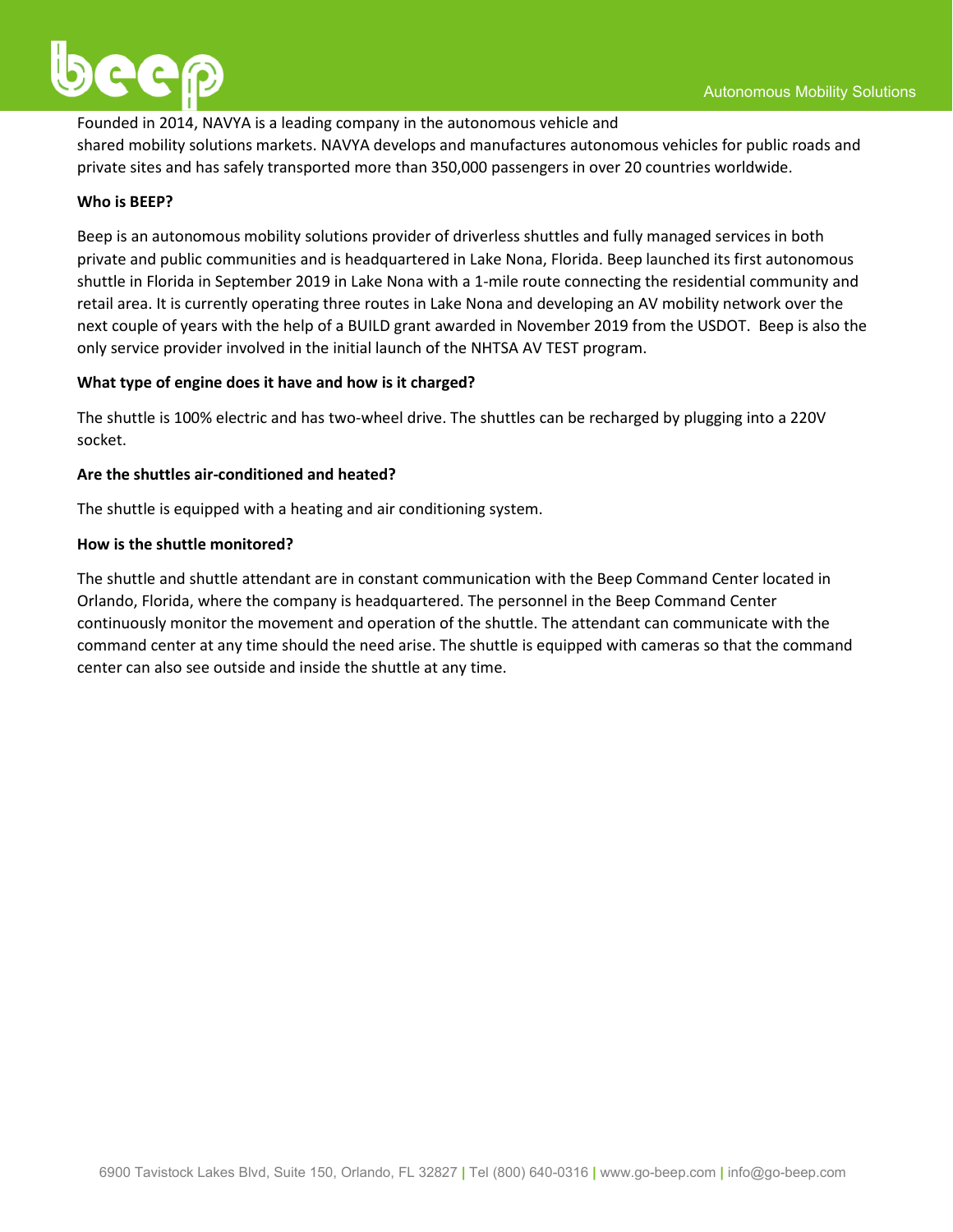Founded in 2014, NAVYA is a leading company in the autonomous vehicle and shared mobility solutions markets. NAVYA develops and manufactures autonomous vehicles for public roads and private sites and has safely transported more than 350,000 passengers in over 20 countries worldwide.

**Who is BEEP?**

Beep is an autonomous mobility solutions provider of driverless shuttles and fully managed services in both private and public communities and is headquartered in Lake Nona, Florida. Beep launched its first autonomous shuttle in Florida in September 2019 in Lake Nona with a 1-mile route connecting the residential community and retail area. It is currently operating three routes in Lake Nona and developing an AV mobility network over the next couple of years with the help of a BUILD grant awarded in November 2019 from the USDOT. Beep is also the only service provider involved in the initial launch of the NHTSA AV TEST program.

**What type of engine does it have and how is it charged?**

The shuttle is 100% electric and has two-wheel drive. The shuttles can be recharged by plugging into a 220V socket.

**Are the shuttles air-conditioned and heated?**

The shuttle is equipped with a heating and air conditioning system.

**How is the shuttle monitored?**

The shuttle and shuttle attendant are in constant communication with the Beep Command Center located in Orlando, Florida, where the company is headquartered. The personnel in the Beep Command Center continuously monitor the movement and operation of the shuttle. The attendant can communicate with the command center at any time should the need arise. The shuttle is equipped with cameras so that the command center can also see outside and inside the shuttle at any time.